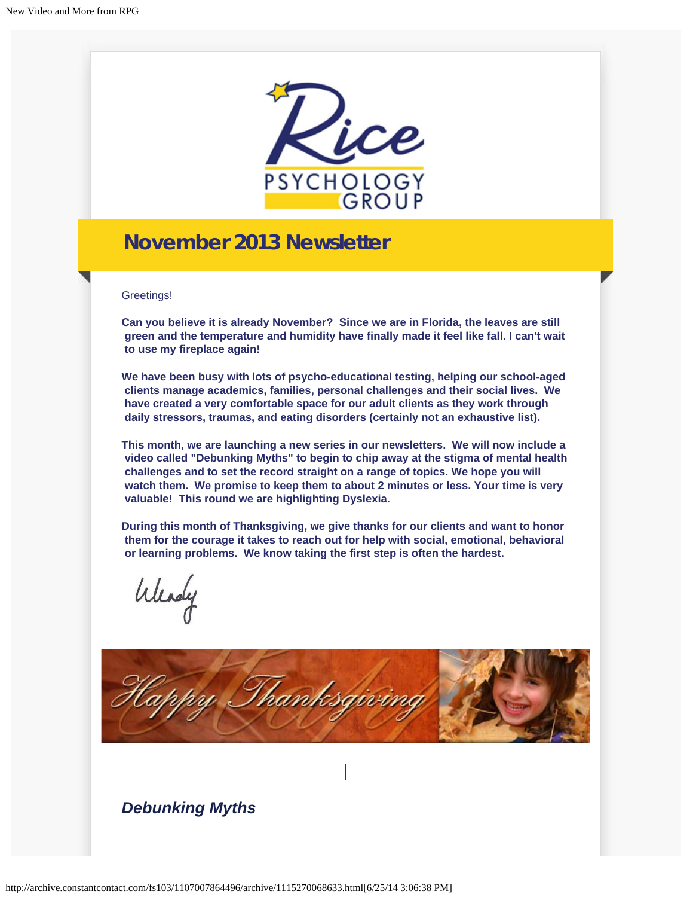# November 2013 Newsletter

Greetings!

**Can you believe it is already November? Since we are in Florida, the leaves are still green and the temperature and humidity have finally made it feel like fall. I can't wait to use my fireplace again!**

**We have been busy with lots of psycho-educational testing, helping our school-aged clients manage academics, families, personal challenges and their social lives. We have created a very comfortable space for our adult clients as they work through daily stressors, traumas, and eating disorders (certainly not an exhaustive list).**

**This month, we are launching a new series in our newsletters. We will now include a video called "Debunking Myths" to begin to chip away at the stigma of mental health challenges and to set the record straight on a range of topics. We hope you will watch them. We promise to keep them to about 2 minutes or less. Your time is very valuable! This round we are highlighting Dyslexia.**

**During this month of Thanksgiving, we give thanks for our clients and want to honor them for the courage it takes to reach out for help with social, emotional, behavioral or learning problems. We know taking the first step is often the hardest.**

Wendy

Happy Thanksgiving

## *Debunking Myths*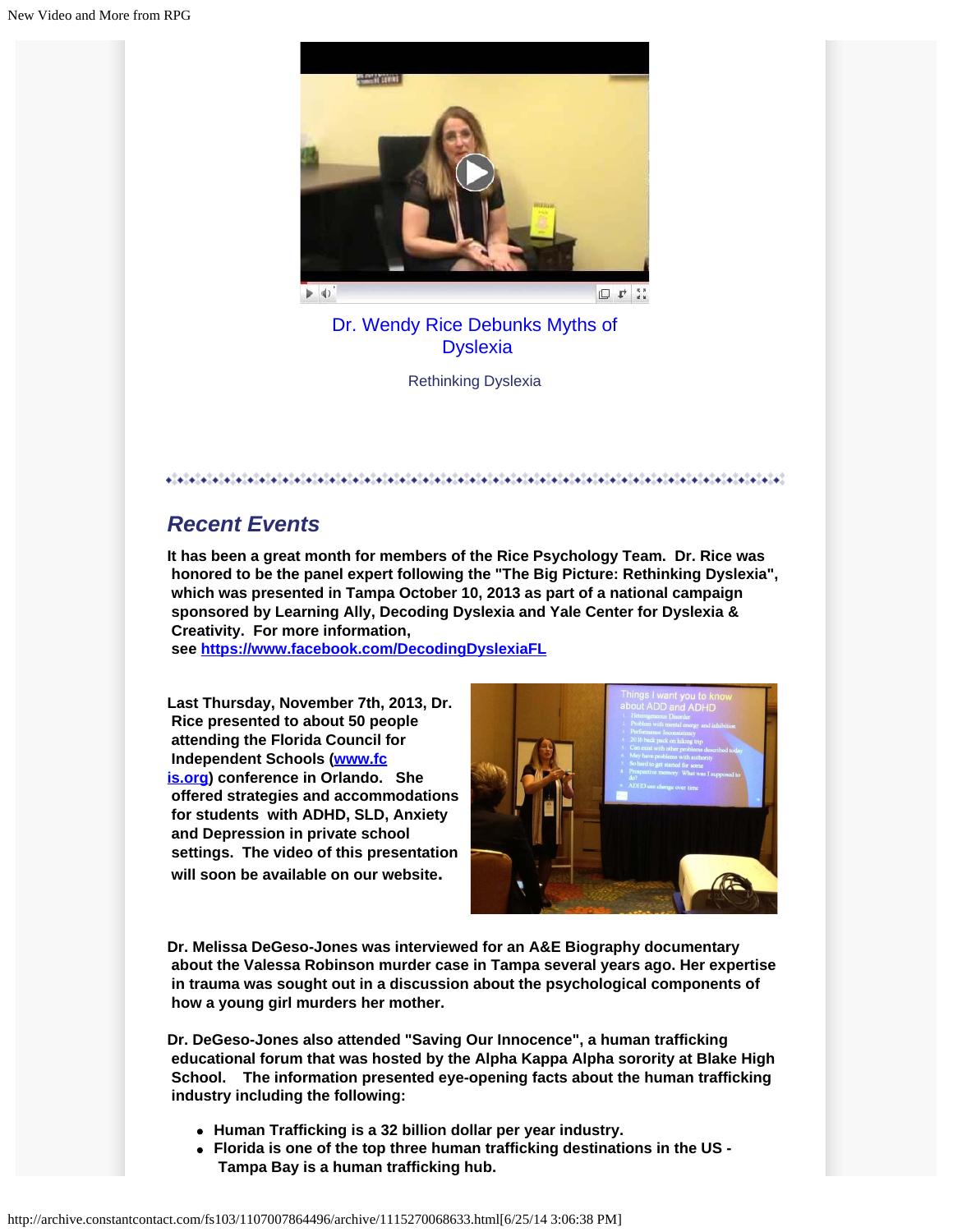[Dr. Wendy Rice Debunks Myths of Dyslexia](#)

Rethinking Dyslexia

## *Recent Events*

**It has been a great month for members of the Rice Psychology Team. Dr. Rice was honored to be the panel expert following the "The Big Picture: Rethinking Dyslexia", which was presented in Tampa October 10, 2013 as part of a national campaign sponsored by Learning Ally, Decoding Dyslexia and Yale Center for Dyslexia & Creativity. For more information, see [https://www.facebook.com/DecodingDyslexiaFL](https://www.facebook.com/DecodingDyslexiaFL)**

**Last Thursday, November 7th, 2013, Dr. Rice presented to about 50 people attending the Florida Council for Independent Schools ([www.fcis.org](http://www.fcis.org)) conference in Orlando. She offered strategies and accommodations for students with ADHD, SLD, Anxiety and Depression in private school settings. The video of this presentation will soon be available on our website.**

**Dr. Melissa DeGeso-Jones was interviewed for an A&E Biography documentary about the Valessa Robinson murder case in Tampa several years ago. Her expertise in trauma was sought out in a discussion about the psychological components of how a young girl murders her mother.**

**Dr. DeGeso-Jones also attended "Saving Our Innocence", a human trafficking educational forum that was hosted by the Alpha Kappa Alpha sorority at Blake High School. The information presented eye-opening facts about the human trafficking industry including the following:**

- **Human Trafficking is a 32 billion dollar per year industry.**
- **Florida is one of the top three human trafficking destinations in the US - Tampa Bay is a human trafficking hub.**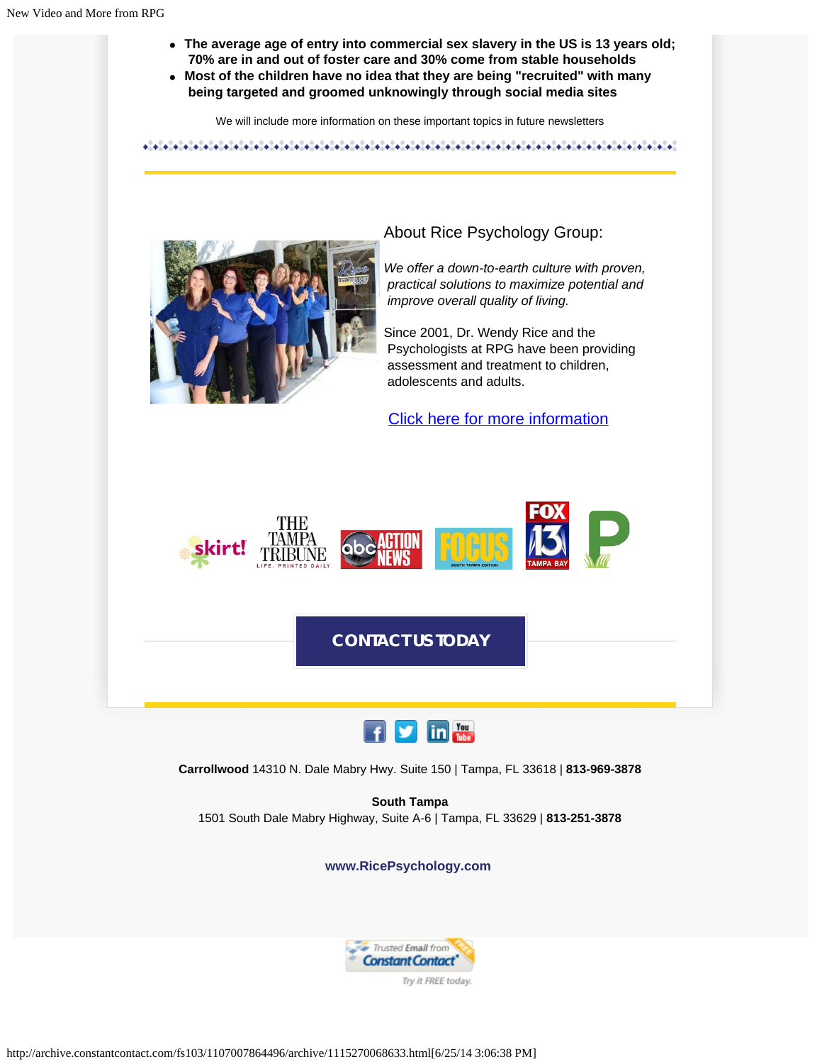- **The average age of entry into commercial sex slavery in the US is 13 years old; 70% are in and out of foster care and 30% come from stable households**
- **Most of the children have no idea that they are being "recruited" with many being targeted and groomed unknowingly through social media sites**

We will include more information on these important topics in future newsletters

## About Rice Psychology Group:

*We offer a down-to-earth culture with proven, practical solutions to maximize potential and improve overall quality of living.*

Since 2001, Dr. Wendy Rice and the Psychologists at RPG have been providing assessment and treatment to children, adolescents and adults.

Click here for more information

**CONTACT US TODAY**

**Carrollwood** 14310 N. Dale Mabry Hwy. Suite 150 | Tampa, FL 33618 | **813-969-3878**

**South Tampa**
1501 South Dale Mabry Highway, Suite A-6 | Tampa, FL 33629 | **813-251-3878**

**www.RicePsychology.com**